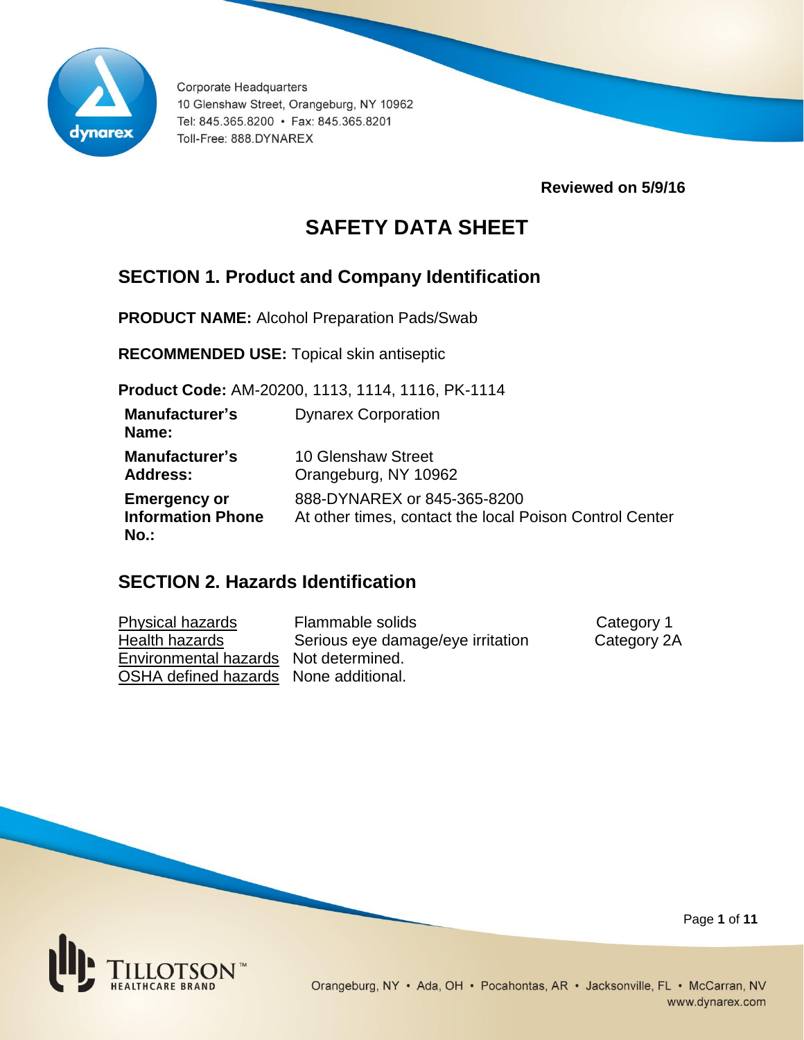Corporate Headquarters
10 Glenshaw Street, Orangeburg, NY 10962
Tel: 845.365.8200 • Fax: 845.365.8201
Toll-Free: 888.DYNAREX

**Reviewed on 5/9/16**

# SAFETY DATA SHEET

## SECTION 1. Product and Company Identification

**PRODUCT NAME:** Alcohol Preparation Pads/Swab

**RECOMMENDED USE:** Topical skin antiseptic

**Product Code:** AM-20200, 1113, 1114, 1116, PK-1114

| | |
|---|---|
| **Manufacturer's Name:** | Dynarex Corporation |
| **Manufacturer's Address:** | 10 Glenshaw Street<br>Orangeburg, NY 10962 |
| **Emergency or Information Phone No.:** | 888-DYNAREX or 845-365-8200<br>At other times, contact the local Poison Control Center |

## SECTION 2. Hazards Identification

| | | |
|---|---|---|
| Physical hazards | Flammable solids | Category 1 |
| Health hazards | Serious eye damage/eye irritation | Category 2A |
| Environmental hazards | Not determined. | |
| OSHA defined hazards | None additional. | |

Orangeburg, NY • Ada, OH • Pocahontas, AR • Jacksonville, FL • McCarran, NV
www.dynarex.com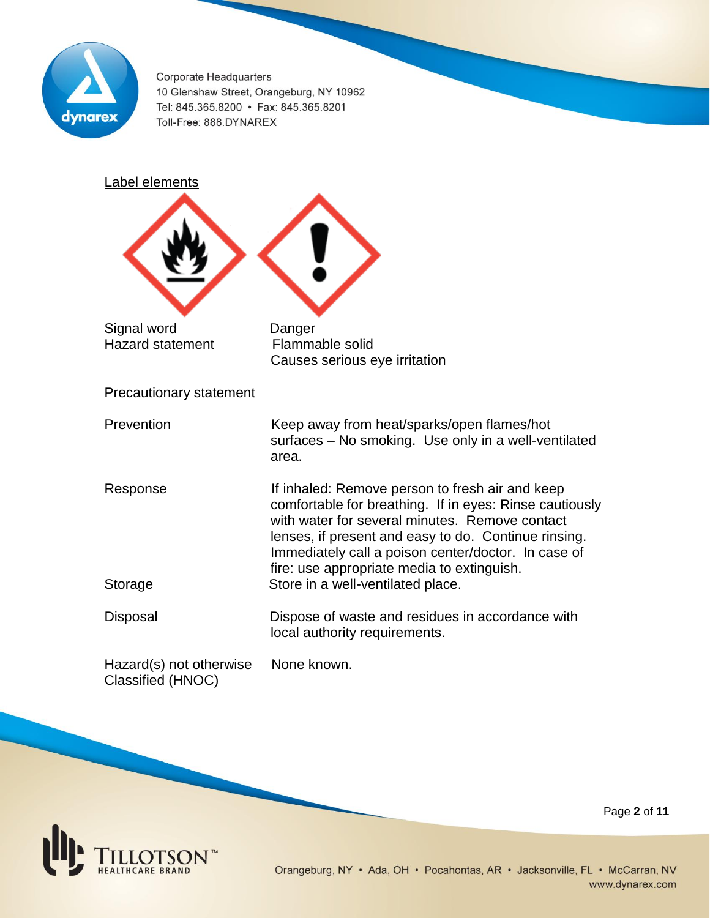## Label elements

| | |
|---|---|
| Signal word | Danger |
| Hazard statement | Flammable solid<br>Causes serious eye irritation |

Precautionary statement

| | |
|---|---|
| Prevention | Keep away from heat/sparks/open flames/hot surfaces – No smoking. Use only in a well-ventilated area. |
| Response | If inhaled: Remove person to fresh air and keep comfortable for breathing. If in eyes: Rinse cautiously with water for several minutes. Remove contact lenses, if present and easy to do. Continue rinsing. Immediately call a poison center/doctor. In case of fire: use appropriate media to extinguish. |
| Storage | Store in a well-ventilated place. |
| Disposal | Dispose of waste and residues in accordance with local authority requirements. |
| Hazard(s) not otherwise Classified (HNOC) | None known. |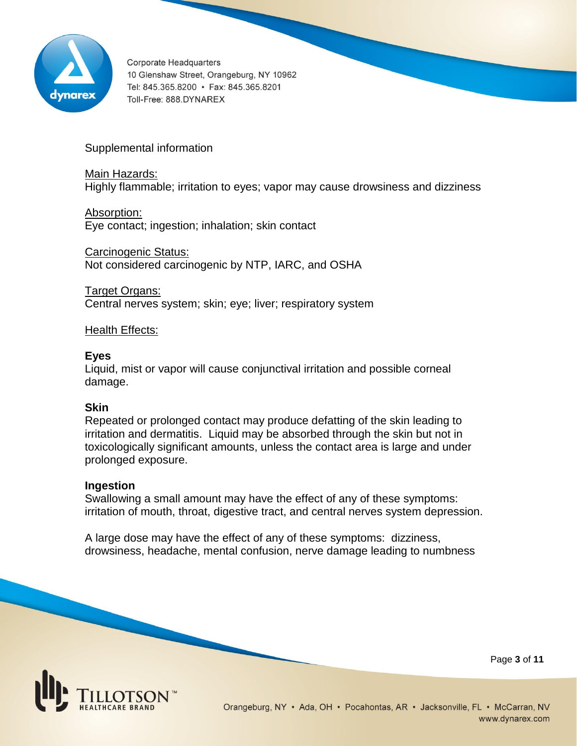Supplemental information

Main Hazards:
Highly flammable; irritation to eyes; vapor may cause drowsiness and dizziness

Absorption:
Eye contact; ingestion; inhalation; skin contact

Carcinogenic Status:
Not considered carcinogenic by NTP, IARC, and OSHA

Target Organs:
Central nerves system; skin; eye; liver; respiratory system

Health Effects:

**Eyes**
Liquid, mist or vapor will cause conjunctival irritation and possible corneal damage.

**Skin**
Repeated or prolonged contact may produce defatting of the skin leading to irritation and dermatitis. Liquid may be absorbed through the skin but not in toxicologically significant amounts, unless the contact area is large and under prolonged exposure.

**Ingestion**
Swallowing a small amount may have the effect of any of these symptoms: irritation of mouth, throat, digestive tract, and central nerves system depression.

A large dose may have the effect of any of these symptoms: dizziness, drowsiness, headache, mental confusion, nerve damage leading to numbness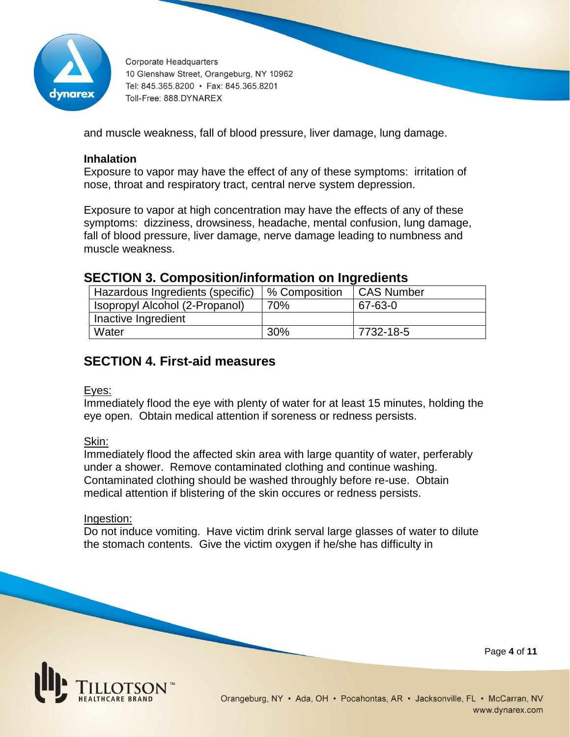and muscle weakness, fall of blood pressure, liver damage, lung damage.

**Inhalation**
Exposure to vapor may have the effect of any of these symptoms: irritation of nose, throat and respiratory tract, central nerve system depression.

Exposure to vapor at high concentration may have the effects of any of these symptoms: dizziness, drowsiness, headache, mental confusion, lung damage, fall of blood pressure, liver damage, nerve damage leading to numbness and muscle weakness.

## SECTION 3. Composition/information on Ingredients

| Hazardous Ingredients (specific) | % Composition | CAS Number |
|---|---|---|
| Isopropyl Alcohol (2-Propanol) | 70% | 67-63-0 |
| Inactive Ingredient | | |
| Water | 30% | 7732-18-5 |

## SECTION 4. First-aid measures

Eyes:
Immediately flood the eye with plenty of water for at least 15 minutes, holding the eye open. Obtain medical attention if soreness or redness persists.

Skin:
Immediately flood the affected skin area with large quantity of water, perferably under a shower. Remove contaminated clothing and continue washing. Contaminated clothing should be washed throughly before re-use. Obtain medical attention if blistering of the skin occures or redness persists.

Ingestion:
Do not induce vomiting. Have victim drink serval large glasses of water to dilute the stomach contents. Give the victim oxygen if he/she has difficulty in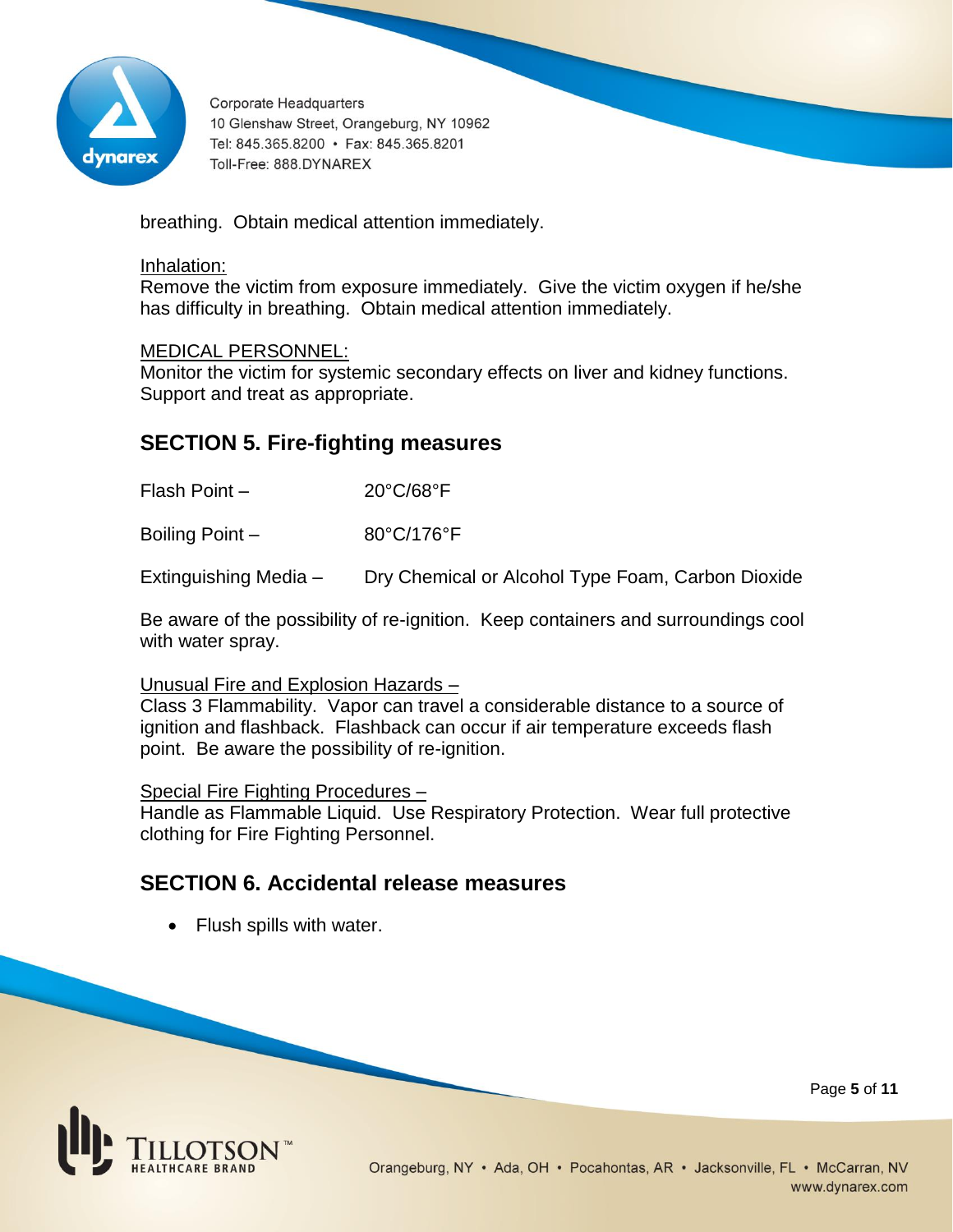breathing.  Obtain medical attention immediately.

<u>Inhalation:</u>
Remove the victim from exposure immediately.  Give the victim oxygen if he/she has difficulty in breathing.  Obtain medical attention immediately.

<u>MEDICAL PERSONNEL:</u>
Monitor the victim for systemic secondary effects on liver and kidney functions. Support and treat as appropriate.

## SECTION 5. Fire-fighting measures

Flash Point – 20°C/68°F

Boiling Point – 80°C/176°F

Extinguishing Media – Dry Chemical or Alcohol Type Foam, Carbon Dioxide

Be aware of the possibility of re-ignition.  Keep containers and surroundings cool with water spray.

<u>Unusual Fire and Explosion Hazards –</u>
Class 3 Flammability.  Vapor can travel a considerable distance to a source of ignition and flashback.  Flashback can occur if air temperature exceeds flash point.  Be aware the possibility of re-ignition.

<u>Special Fire Fighting Procedures –</u>
Handle as Flammable Liquid.  Use Respiratory Protection.  Wear full protective clothing for Fire Fighting Personnel.

## SECTION 6. Accidental release measures

- Flush spills with water.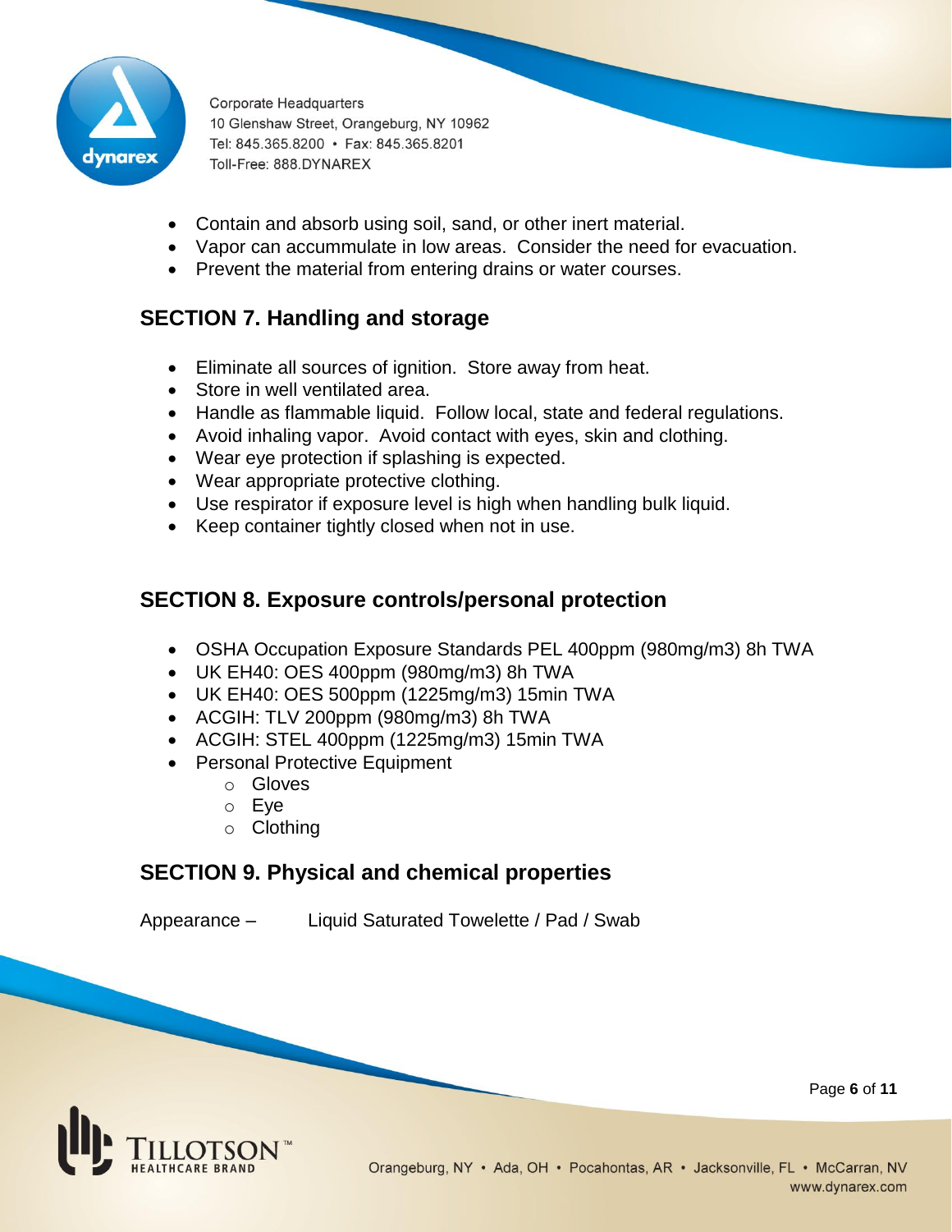- Contain and absorb using soil, sand, or other inert material.
- Vapor can accummulate in low areas.  Consider the need for evacuation.
- Prevent the material from entering drains or water courses.

## SECTION 7. Handling and storage

- Eliminate all sources of ignition.  Store away from heat.
- Store in well ventilated area.
- Handle as flammable liquid.  Follow local, state and federal regulations.
- Avoid inhaling vapor.  Avoid contact with eyes, skin and clothing.
- Wear eye protection if splashing is expected.
- Wear appropriate protective clothing.
- Use respirator if exposure level is high when handling bulk liquid.
- Keep container tightly closed when not in use.

## SECTION 8. Exposure controls/personal protection

- OSHA Occupation Exposure Standards PEL 400ppm (980mg/m3) 8h TWA
- UK EH40: OES 400ppm (980mg/m3) 8h TWA
- UK EH40: OES 500ppm (1225mg/m3) 15min TWA
- ACGIH: TLV 200ppm (980mg/m3) 8h TWA
- ACGIH: STEL 400ppm (1225mg/m3) 15min TWA
- Personal Protective Equipment
  - Gloves
  - Eye
  - Clothing

## SECTION 9. Physical and chemical properties

Appearance – Liquid Saturated Towelette / Pad / Swab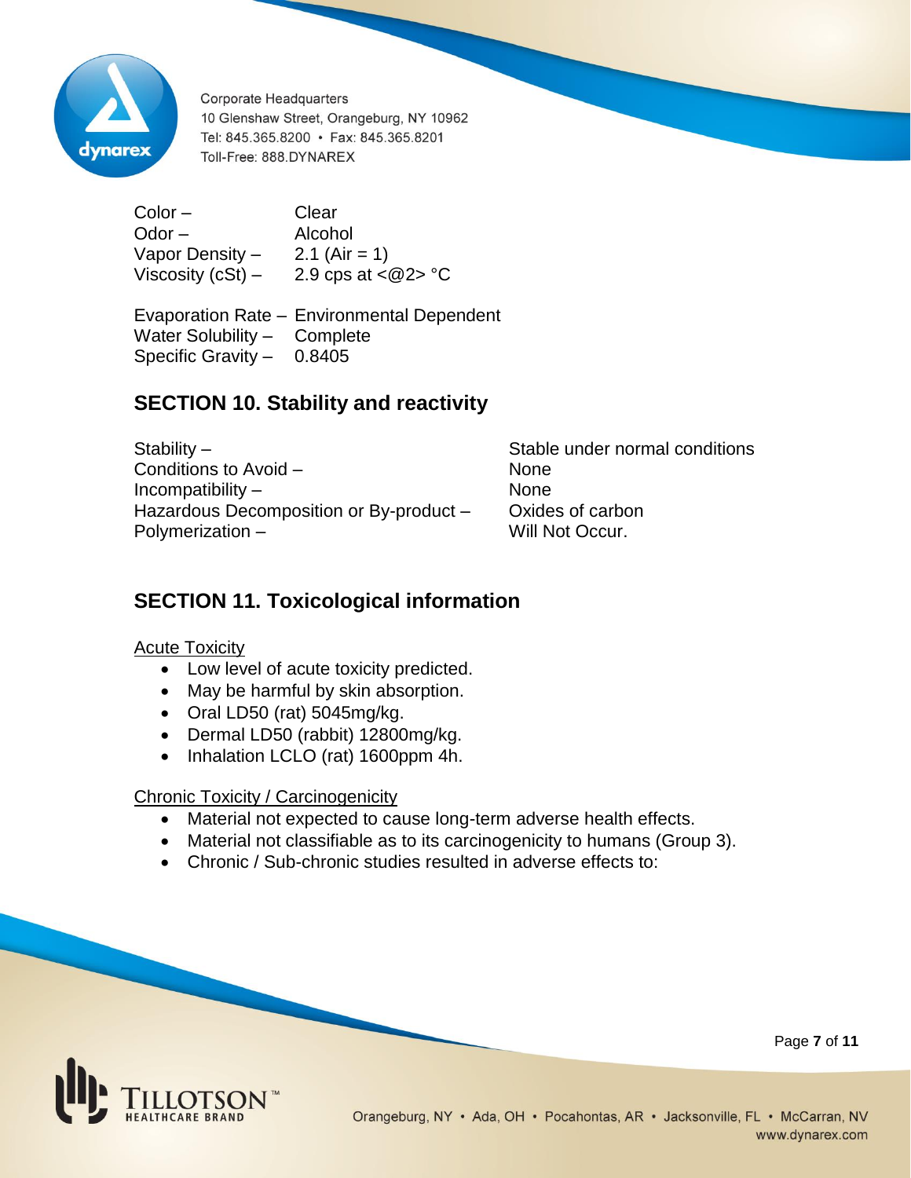| | |
|---|---|
| Color – | Clear |
| Odor – | Alcohol |
| Vapor Density – | 2.1 (Air = 1) |
| Viscosity (cSt) – | 2.9 cps at <@2> °C |
| Evaporation Rate – | Environmental Dependent |
| Water Solubility – | Complete |
| Specific Gravity – | 0.8405 |

## SECTION 10. Stability and reactivity

| | |
|---|---|
| Stability – | Stable under normal conditions |
| Conditions to Avoid – | None |
| Incompatibility – | None |
| Hazardous Decomposition or By-product – | Oxides of carbon |
| Polymerization – | Will Not Occur. |

## SECTION 11. Toxicological information

Acute Toxicity

- Low level of acute toxicity predicted.
- May be harmful by skin absorption.
- Oral LD50 (rat) 5045mg/kg.
- Dermal LD50 (rabbit) 12800mg/kg.
- Inhalation LCLO (rat) 1600ppm 4h.

Chronic Toxicity / Carcinogenicity

- Material not expected to cause long-term adverse health effects.
- Material not classifiable as to its carcinogenicity to humans (Group 3).
- Chronic / Sub-chronic studies resulted in adverse effects to: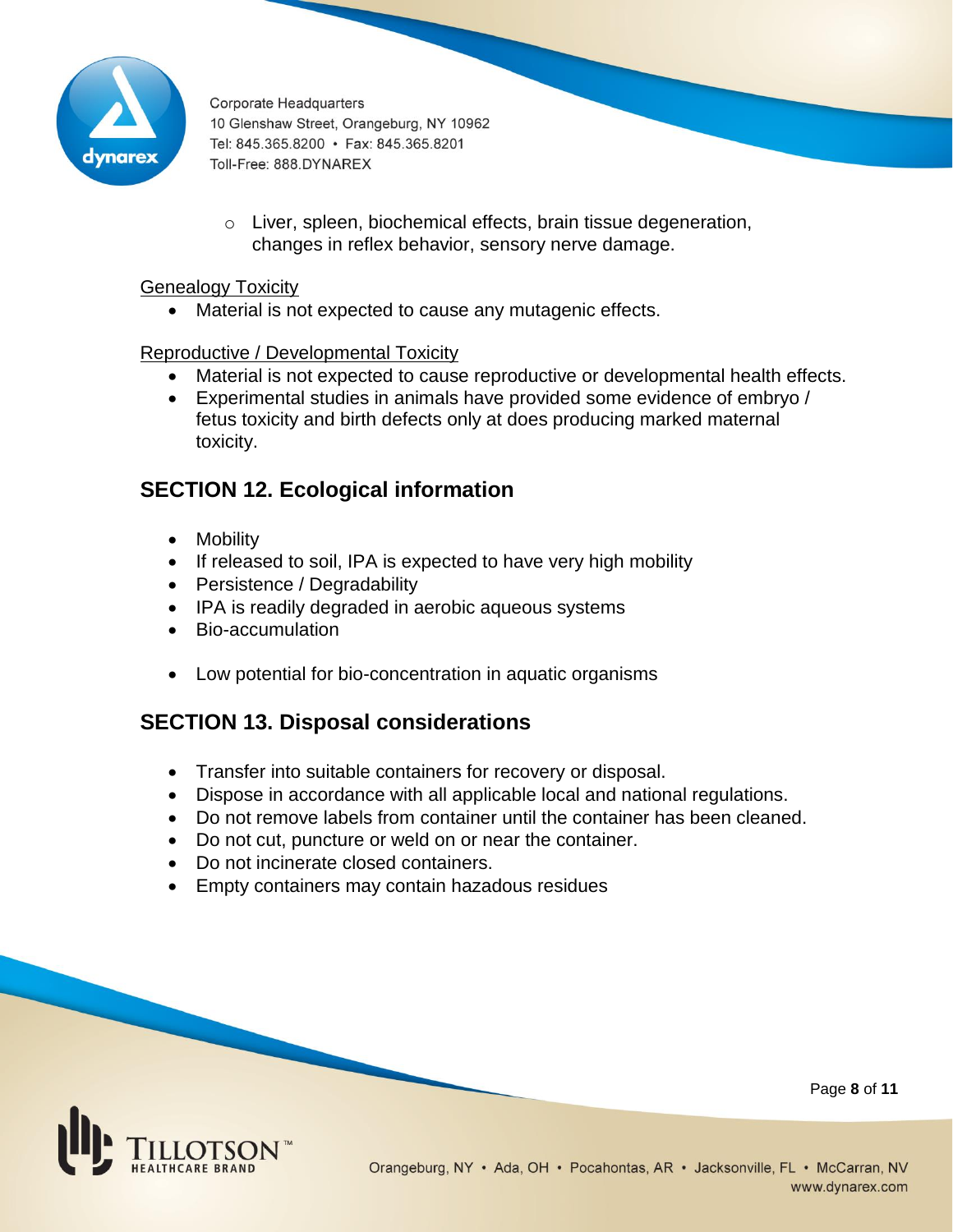- Liver, spleen, biochemical effects, brain tissue degeneration, changes in reflex behavior, sensory nerve damage.

Genealogy Toxicity

- Material is not expected to cause any mutagenic effects.

Reproductive / Developmental Toxicity

- Material is not expected to cause reproductive or developmental health effects.
- Experimental studies in animals have provided some evidence of embryo / fetus toxicity and birth defects only at does producing marked maternal toxicity.

## SECTION 12. Ecological information

- Mobility
- If released to soil, IPA is expected to have very high mobility
- Persistence / Degradability
- IPA is readily degraded in aerobic aqueous systems
- Bio-accumulation

- Low potential for bio-concentration in aquatic organisms

## SECTION 13. Disposal considerations

- Transfer into suitable containers for recovery or disposal.
- Dispose in accordance with all applicable local and national regulations.
- Do not remove labels from container until the container has been cleaned.
- Do not cut, puncture or weld on or near the container.
- Do not incinerate closed containers.
- Empty containers may contain hazadous residues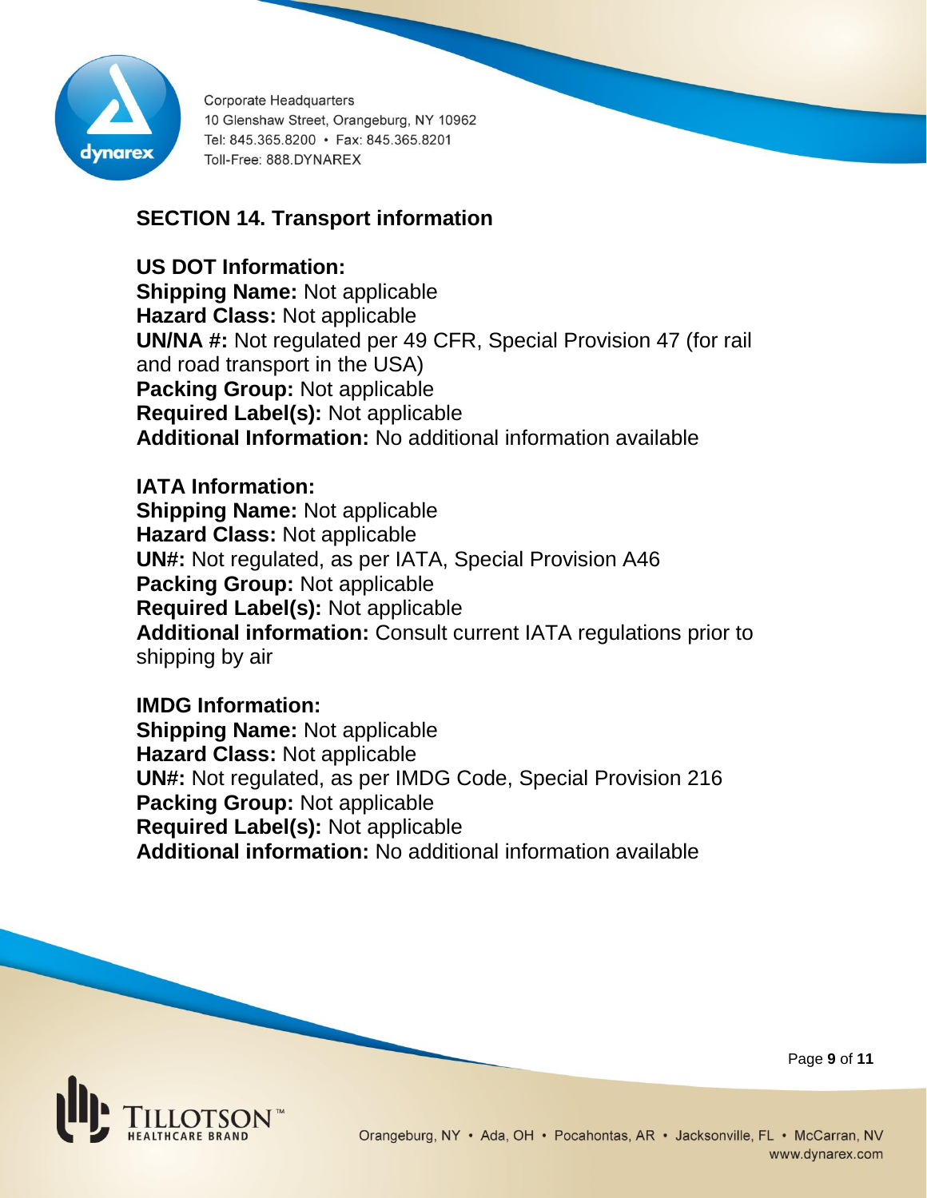## SECTION 14. Transport information

**US DOT Information:**
**Shipping Name:** Not applicable
**Hazard Class:** Not applicable
**UN/NA #:** Not regulated per 49 CFR, Special Provision 47 (for rail and road transport in the USA)
**Packing Group:** Not applicable
**Required Label(s):** Not applicable
**Additional Information:** No additional information available

**IATA Information:**
**Shipping Name:** Not applicable
**Hazard Class:** Not applicable
**UN#:** Not regulated, as per IATA, Special Provision A46
**Packing Group:** Not applicable
**Required Label(s):** Not applicable
**Additional information:** Consult current IATA regulations prior to shipping by air

**IMDG Information:**
**Shipping Name:** Not applicable
**Hazard Class:** Not applicable
**UN#:** Not regulated, as per IMDG Code, Special Provision 216
**Packing Group:** Not applicable
**Required Label(s):** Not applicable
**Additional information:** No additional information available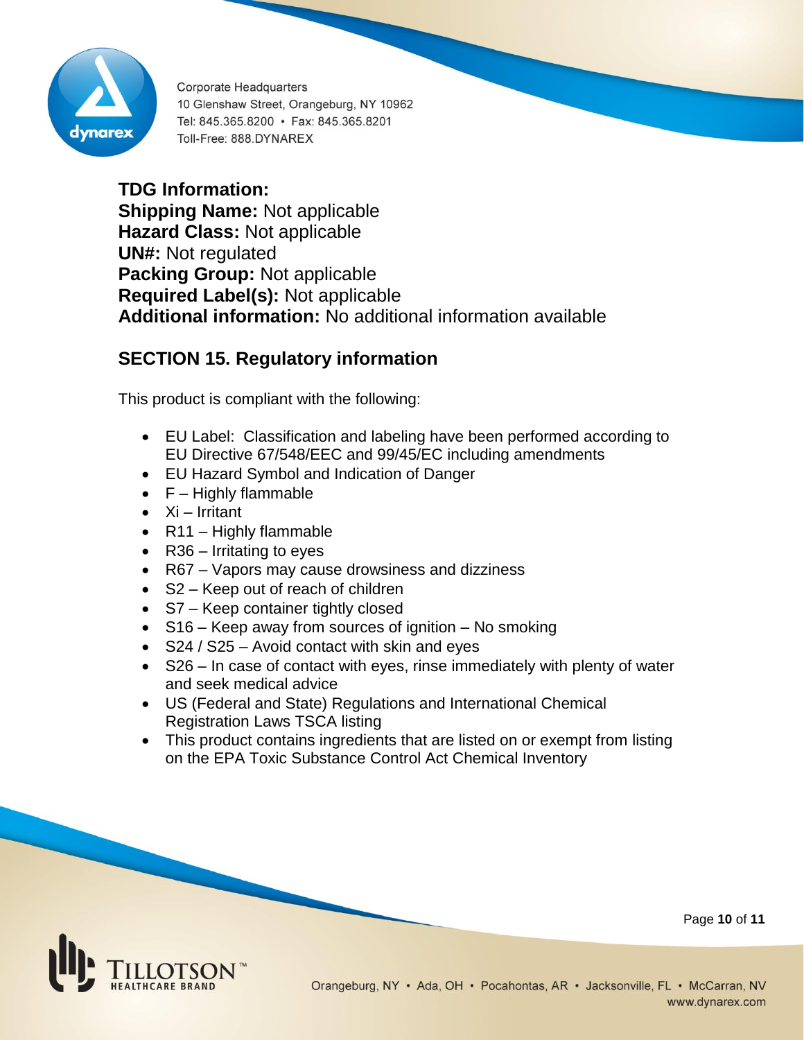**TDG Information:**
**Shipping Name:** Not applicable
**Hazard Class:** Not applicable
**UN#:** Not regulated
**Packing Group:** Not applicable
**Required Label(s):** Not applicable
**Additional information:** No additional information available

## SECTION 15. Regulatory information

This product is compliant with the following:

- EU Label: Classification and labeling have been performed according to EU Directive 67/548/EEC and 99/45/EC including amendments
- EU Hazard Symbol and Indication of Danger
- F – Highly flammable
- Xi – Irritant
- R11 – Highly flammable
- R36 – Irritating to eyes
- R67 – Vapors may cause drowsiness and dizziness
- S2 – Keep out of reach of children
- S7 – Keep container tightly closed
- S16 – Keep away from sources of ignition – No smoking
- S24 / S25 – Avoid contact with skin and eyes
- S26 – In case of contact with eyes, rinse immediately with plenty of water and seek medical advice
- US (Federal and State) Regulations and International Chemical Registration Laws TSCA listing
- This product contains ingredients that are listed on or exempt from listing on the EPA Toxic Substance Control Act Chemical Inventory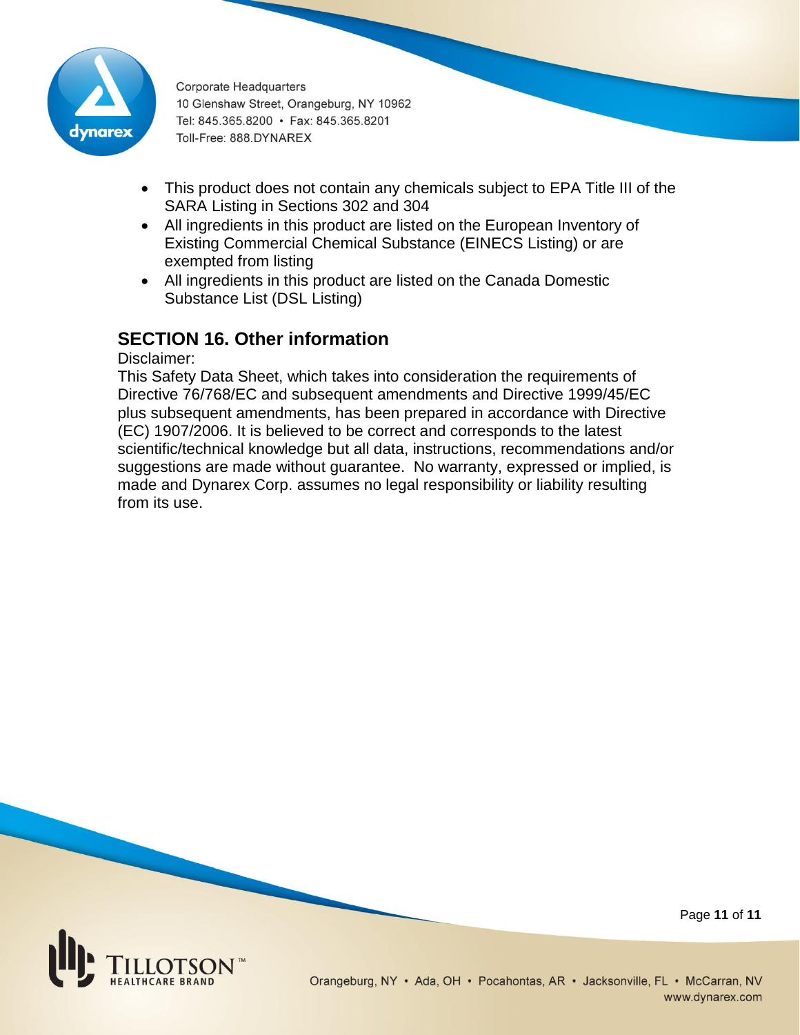- This product does not contain any chemicals subject to EPA Title III of the SARA Listing in Sections 302 and 304
- All ingredients in this product are listed on the European Inventory of Existing Commercial Chemical Substance (EINECS Listing) or are exempted from listing
- All ingredients in this product are listed on the Canada Domestic Substance List (DSL Listing)

## SECTION 16. Other information

Disclaimer:
This Safety Data Sheet, which takes into consideration the requirements of Directive 76/768/EC and subsequent amendments and Directive 1999/45/EC plus subsequent amendments, has been prepared in accordance with Directive (EC) 1907/2006. It is believed to be correct and corresponds to the latest scientific/technical knowledge but all data, instructions, recommendations and/or suggestions are made without guarantee. No warranty, expressed or implied, is made and Dynarex Corp. assumes no legal responsibility or liability resulting from its use.